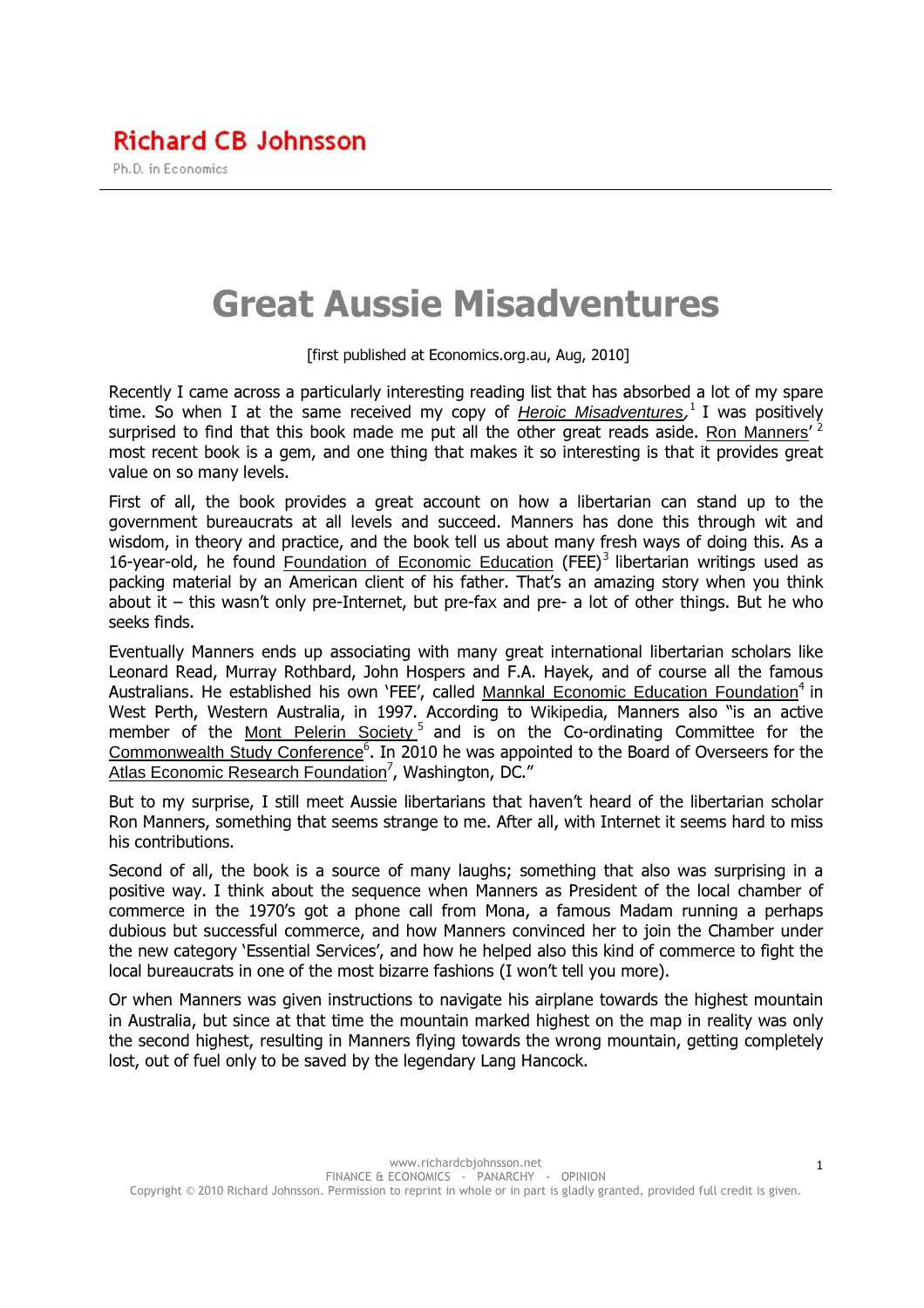Richard CB Johnsson

Ph.D. in Economics

# Great Aussie Misadventures

[first published at Economics.org.au, Aug, 2010]

Recently I came across a particularly interesting reading list that has absorbed a lot of my spare time. So when I at the same received my copy of *Heroic Misadventures*,[1] I was positively surprised to find that this book made me put all the other great reads aside. Ron Manners'[2] most recent book is a gem, and one thing that makes it so interesting is that it provides great value on so many levels.

First of all, the book provides a great account on how a libertarian can stand up to the government bureaucrats at all levels and succeed. Manners has done this through wit and wisdom, in theory and practice, and the book tell us about many fresh ways of doing this. As a 16-year-old, he found Foundation of Economic Education (FEE)[3] libertarian writings used as packing material by an American client of his father. That's an amazing story when you think about it – this wasn't only pre-Internet, but pre-fax and pre- a lot of other things. But he who seeks finds.

Eventually Manners ends up associating with many great international libertarian scholars like Leonard Read, Murray Rothbard, John Hospers and F.A. Hayek, and of course all the famous Australians. He established his own 'FEE', called Mannkal Economic Education Foundation[4] in West Perth, Western Australia, in 1997. According to Wikipedia, Manners also "is an active member of the Mont Pelerin Society[5] and is on the Co-ordinating Committee for the Commonwealth Study Conference[6]. In 2010 he was appointed to the Board of Overseers for the Atlas Economic Research Foundation[7], Washington, DC."

But to my surprise, I still meet Aussie libertarians that haven't heard of the libertarian scholar Ron Manners, something that seems strange to me. After all, with Internet it seems hard to miss his contributions.

Second of all, the book is a source of many laughs; something that also was surprising in a positive way. I think about the sequence when Manners as President of the local chamber of commerce in the 1970's got a phone call from Mona, a famous Madam running a perhaps dubious but successful commerce, and how Manners convinced her to join the Chamber under the new category 'Essential Services', and how he helped also this kind of commerce to fight the local bureaucrats in one of the most bizarre fashions (I won't tell you more).

Or when Manners was given instructions to navigate his airplane towards the highest mountain in Australia, but since at that time the mountain marked highest on the map in reality was only the second highest, resulting in Manners flying towards the wrong mountain, getting completely lost, out of fuel only to be saved by the legendary Lang Hancock.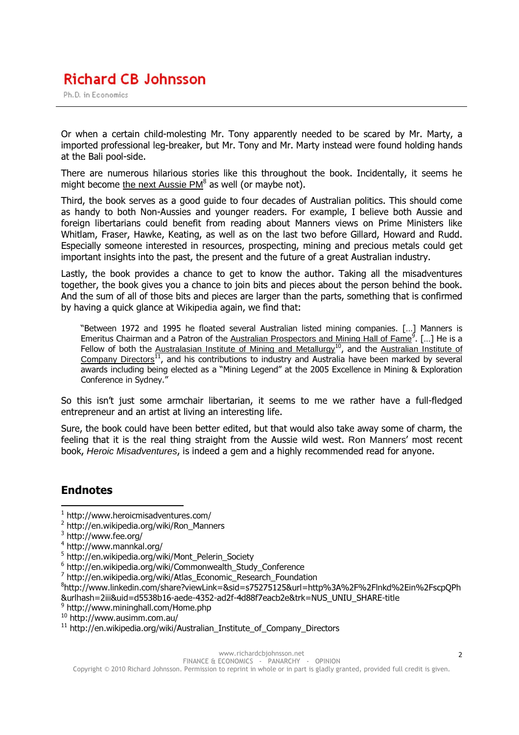Or when a certain child-molesting Mr. Tony apparently needed to be scared by Mr. Marty, a imported professional leg-breaker, but Mr. Tony and Mr. Marty instead were found holding hands at the Bali pool-side.

There are numerous hilarious stories like this throughout the book. Incidentally, it seems he might become the next Aussie PM[8] as well (or maybe not).

Third, the book serves as a good guide to four decades of Australian politics. This should come as handy to both Non-Aussies and younger readers. For example, I believe both Aussie and foreign libertarians could benefit from reading about Manners views on Prime Ministers like Whitlam, Fraser, Hawke, Keating, as well as on the last two before Gillard, Howard and Rudd. Especially someone interested in resources, prospecting, mining and precious metals could get important insights into the past, the present and the future of a great Australian industry.

Lastly, the book provides a chance to get to know the author. Taking all the misadventures together, the book gives you a chance to join bits and pieces about the person behind the book. And the sum of all of those bits and pieces are larger than the parts, something that is confirmed by having a quick glance at Wikipedia again, we find that:

> "Between 1972 and 1995 he floated several Australian listed mining companies. […] Manners is Emeritus Chairman and a Patron of the Australian Prospectors and Mining Hall of Fame[9]. […] He is a Fellow of both the Australasian Institute of Mining and Metallurgy[10], and the Australian Institute of Company Directors[11], and his contributions to industry and Australia have been marked by several awards including being elected as a "Mining Legend" at the 2005 Excellence in Mining & Exploration Conference in Sydney."

So this isn't just some armchair libertarian, it seems to me we rather have a full-fledged entrepreneur and an artist at living an interesting life.

Sure, the book could have been better edited, but that would also take away some of charm, the feeling that it is the real thing straight from the Aussie wild west. Ron Manners' most recent book, *Heroic Misadventures*, is indeed a gem and a highly recommended read for anyone.

## Endnotes

1 http://www.heroicmisadventures.com/
2 http://en.wikipedia.org/wiki/Ron_Manners
3 http://www.fee.org/
4 http://www.mannkal.org/
5 http://en.wikipedia.org/wiki/Mont_Pelerin_Society
6 http://en.wikipedia.org/wiki/Commonwealth_Study_Conference
7 http://en.wikipedia.org/wiki/Atlas_Economic_Research_Foundation
8 http://www.linkedin.com/share?viewLink=&sid=s75275125&url=http%3A%2F%2Flnkd%2Ein%2FscpQPh&urlhash=2iii&uid=d5538b16-aede-4352-ad2f-4d88f7eacb2e&trk=NUS_UNIU_SHARE-title
9 http://www.mininghall.com/Home.php
10 http://www.ausimm.com.au/
11 http://en.wikipedia.org/wiki/Australian_Institute_of_Company_Directors